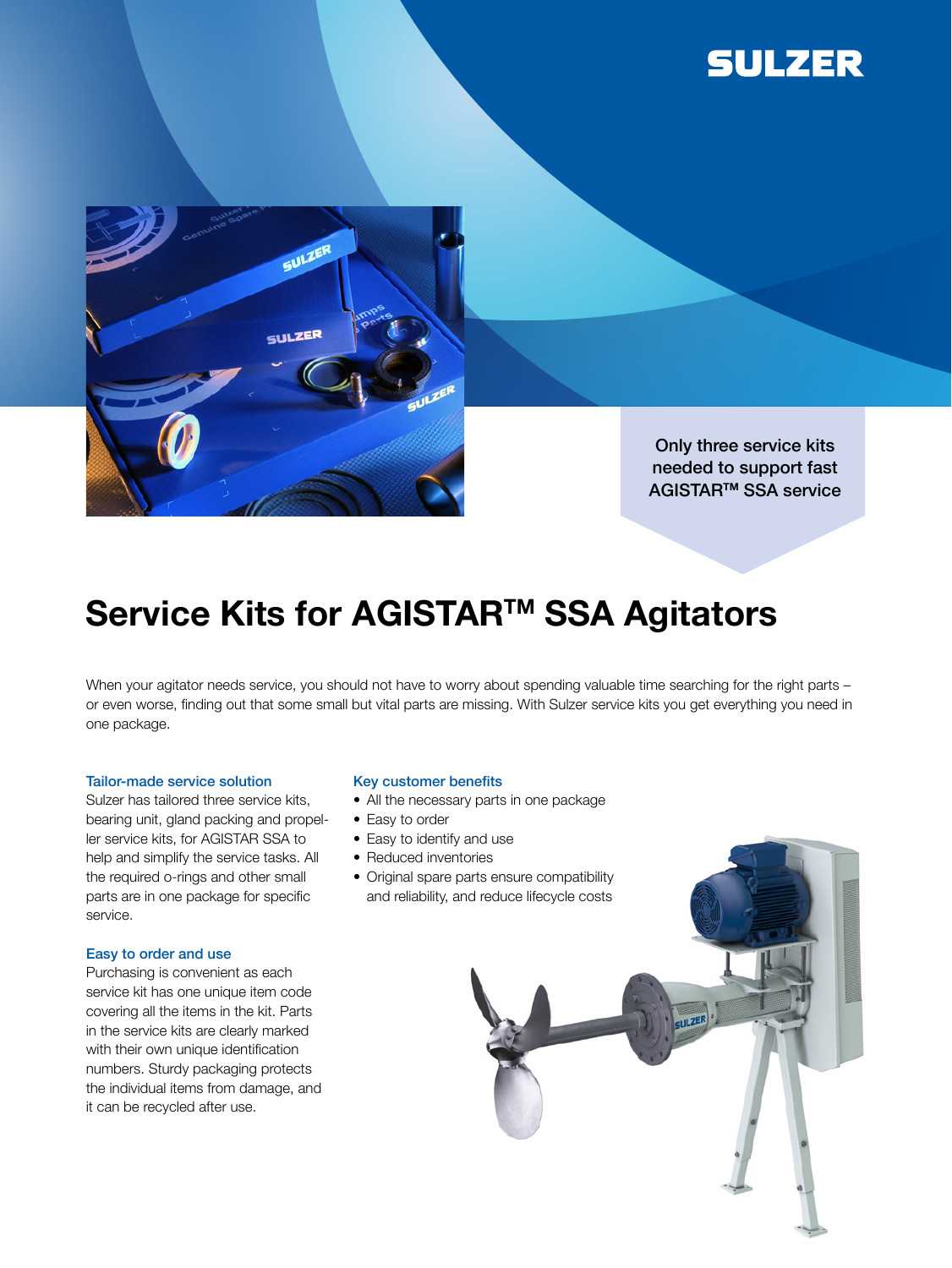Only three service kits needed to support fast AGISTAR™ SSA service

# Service Kits for AGISTAR™ SSA Agitators

When your agitator needs service, you should not have to worry about spending valuable time searching for the right parts – or even worse, finding out that some small but vital parts are missing. With Sulzer service kits you get everything you need in one package.

### Tailor-made service solution

Sulzer has tailored three service kits, bearing unit, gland packing and propeller service kits, for AGISTAR SSA to help and simplify the service tasks. All the required o-rings and other small parts are in one package for specific service.

### Easy to order and use

Purchasing is convenient as each service kit has one unique item code covering all the items in the kit. Parts in the service kits are clearly marked with their own unique identification numbers. Sturdy packaging protects the individual items from damage, and it can be recycled after use.

### Key customer benefits

- All the necessary parts in one package
- Easy to order
- Easy to identify and use
- Reduced inventories
- Original spare parts ensure compatibility and reliability, and reduce lifecycle costs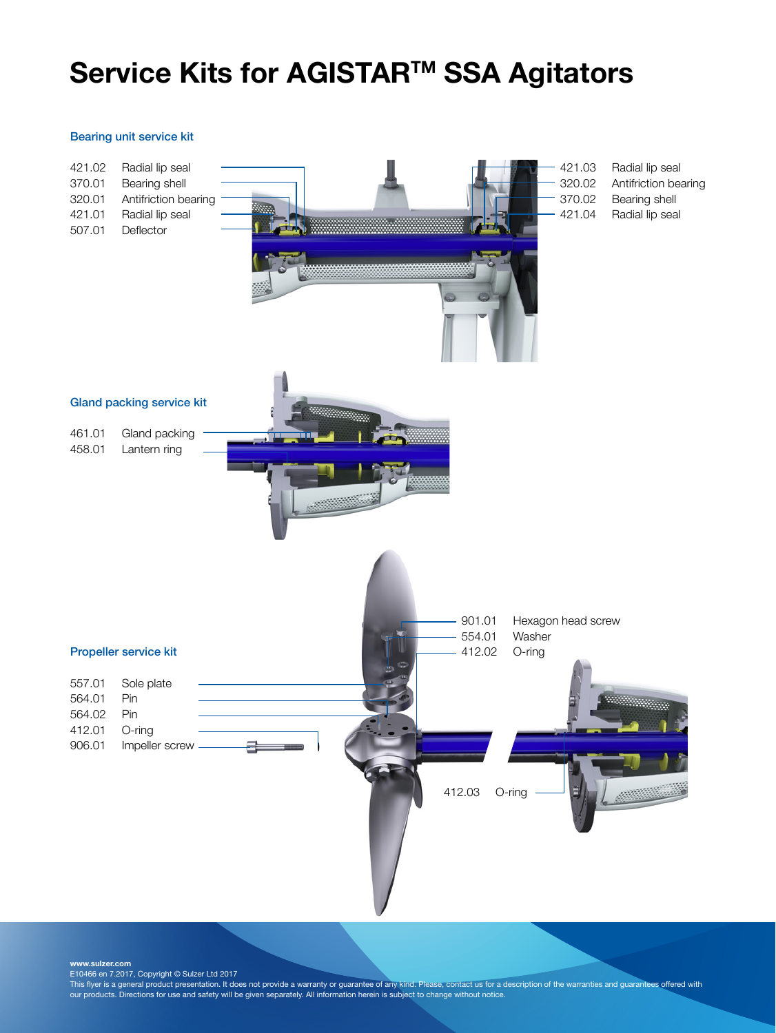# Service Kits for AGISTAR™ SSA Agitators

## Bearing unit service kit

| | |
|---|---|
| 421.02 | Radial lip seal |
| 370.01 | Bearing shell |
| 320.01 | Antifriction bearing |
| 421.01 | Radial lip seal |
| 507.01 | Deflector |

| | |
|---|---|
| 421.03 | Radial lip seal |
| 320.02 | Antifriction bearing |
| 370.02 | Bearing shell |
| 421.04 | Radial lip seal |

## Gland packing service kit

| | |
|---|---|
| 461.01 | Gland packing |
| 458.01 | Lantern ring |

## Propeller service kit

| | |
|---|---|
| 557.01 | Sole plate |
| 564.01 | Pin |
| 564.02 | Pin |
| 412.01 | O-ring |
| 906.01 | Impeller screw |

| | |
|---|---|
| 901.01 | Hexagon head screw |
| 554.01 | Washer |
| 412.02 | O-ring |

412.03 O-ring

**www.sulzer.com**
E10466 en 7.2017, Copyright © Sulzer Ltd 2017
This flyer is a general product presentation. It does not provide a warranty or guarantee of any kind. Please, contact us for a description of the warranties and guarantees offered with our products. Directions for use and safety will be given separately. All information herein is subject to change without notice.